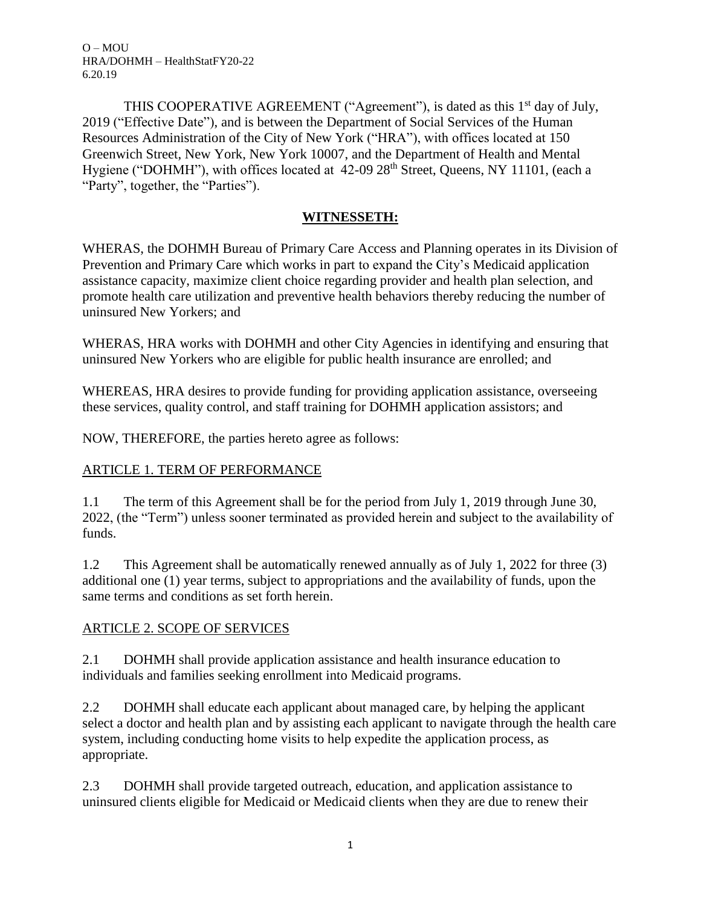O – MOU
HRA/DOHMH – HealthStatFY20-22
6.20.19

THIS COOPERATIVE AGREEMENT ("Agreement"), is dated as this 1st day of July, 2019 ("Effective Date"), and is between the Department of Social Services of the Human Resources Administration of the City of New York ("HRA"), with offices located at 150 Greenwich Street, New York, New York 10007, and the Department of Health and Mental Hygiene ("DOHMH"), with offices located at 42-09 28th Street, Queens, NY 11101, (each a "Party", together, the "Parties").

## WITNESSETH:

WHERAS, the DOHMH Bureau of Primary Care Access and Planning operates in its Division of Prevention and Primary Care which works in part to expand the City's Medicaid application assistance capacity, maximize client choice regarding provider and health plan selection, and promote health care utilization and preventive health behaviors thereby reducing the number of uninsured New Yorkers; and

WHERAS, HRA works with DOHMH and other City Agencies in identifying and ensuring that uninsured New Yorkers who are eligible for public health insurance are enrolled; and

WHEREAS, HRA desires to provide funding for providing application assistance, overseeing these services, quality control, and staff training for DOHMH application assistors; and

NOW, THEREFORE, the parties hereto agree as follows:

## ARTICLE 1. TERM OF PERFORMANCE

1.1 The term of this Agreement shall be for the period from July 1, 2019 through June 30, 2022, (the "Term") unless sooner terminated as provided herein and subject to the availability of funds.

1.2 This Agreement shall be automatically renewed annually as of July 1, 2022 for three (3) additional one (1) year terms, subject to appropriations and the availability of funds, upon the same terms and conditions as set forth herein.

## ARTICLE 2. SCOPE OF SERVICES

2.1 DOHMH shall provide application assistance and health insurance education to individuals and families seeking enrollment into Medicaid programs.

2.2 DOHMH shall educate each applicant about managed care, by helping the applicant select a doctor and health plan and by assisting each applicant to navigate through the health care system, including conducting home visits to help expedite the application process, as appropriate.

2.3 DOHMH shall provide targeted outreach, education, and application assistance to uninsured clients eligible for Medicaid or Medicaid clients when they are due to renew their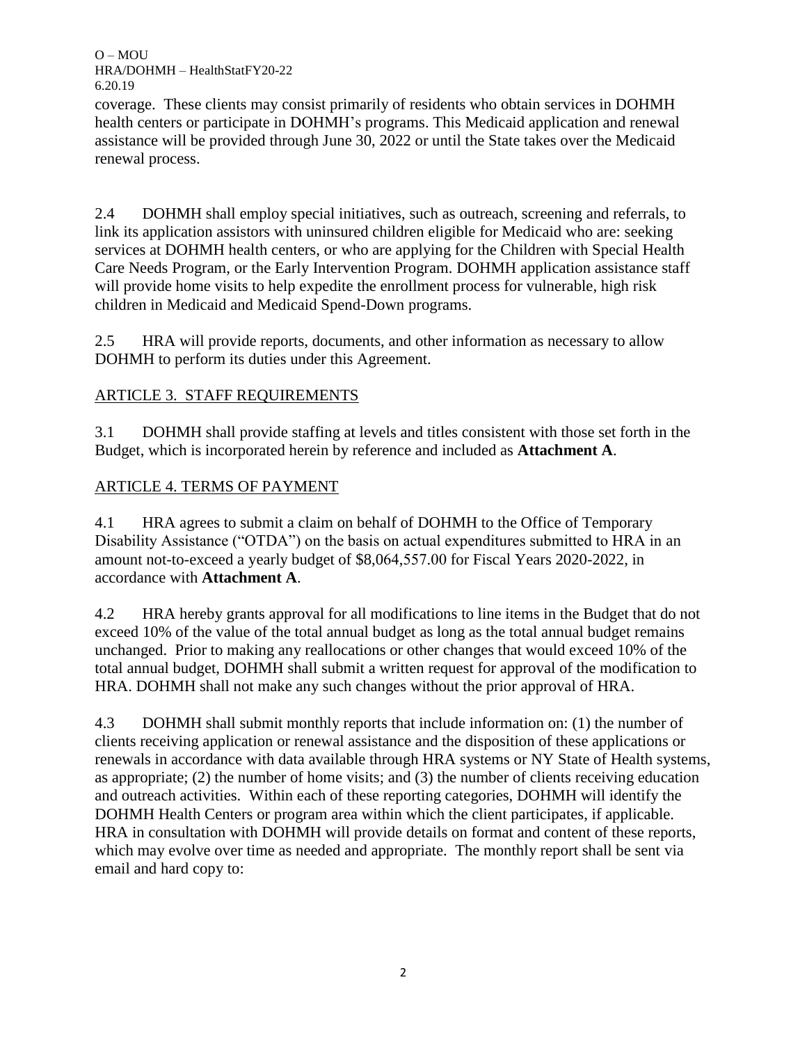coverage. These clients may consist primarily of residents who obtain services in DOHMH health centers or participate in DOHMH's programs. This Medicaid application and renewal assistance will be provided through June 30, 2022 or until the State takes over the Medicaid renewal process.

2.4 DOHMH shall employ special initiatives, such as outreach, screening and referrals, to link its application assistors with uninsured children eligible for Medicaid who are: seeking services at DOHMH health centers, or who are applying for the Children with Special Health Care Needs Program, or the Early Intervention Program. DOHMH application assistance staff will provide home visits to help expedite the enrollment process for vulnerable, high risk children in Medicaid and Medicaid Spend-Down programs.

2.5 HRA will provide reports, documents, and other information as necessary to allow DOHMH to perform its duties under this Agreement.

## ARTICLE 3. STAFF REQUIREMENTS

3.1 DOHMH shall provide staffing at levels and titles consistent with those set forth in the Budget, which is incorporated herein by reference and included as **Attachment A**.

## ARTICLE 4. TERMS OF PAYMENT

4.1 HRA agrees to submit a claim on behalf of DOHMH to the Office of Temporary Disability Assistance ("OTDA") on the basis on actual expenditures submitted to HRA in an amount not-to-exceed a yearly budget of $8,064,557.00 for Fiscal Years 2020-2022, in accordance with **Attachment A**.

4.2 HRA hereby grants approval for all modifications to line items in the Budget that do not exceed 10% of the value of the total annual budget as long as the total annual budget remains unchanged. Prior to making any reallocations or other changes that would exceed 10% of the total annual budget, DOHMH shall submit a written request for approval of the modification to HRA. DOHMH shall not make any such changes without the prior approval of HRA.

4.3 DOHMH shall submit monthly reports that include information on: (1) the number of clients receiving application or renewal assistance and the disposition of these applications or renewals in accordance with data available through HRA systems or NY State of Health systems, as appropriate; (2) the number of home visits; and (3) the number of clients receiving education and outreach activities. Within each of these reporting categories, DOHMH will identify the DOHMH Health Centers or program area within which the client participates, if applicable. HRA in consultation with DOHMH will provide details on format and content of these reports, which may evolve over time as needed and appropriate. The monthly report shall be sent via email and hard copy to: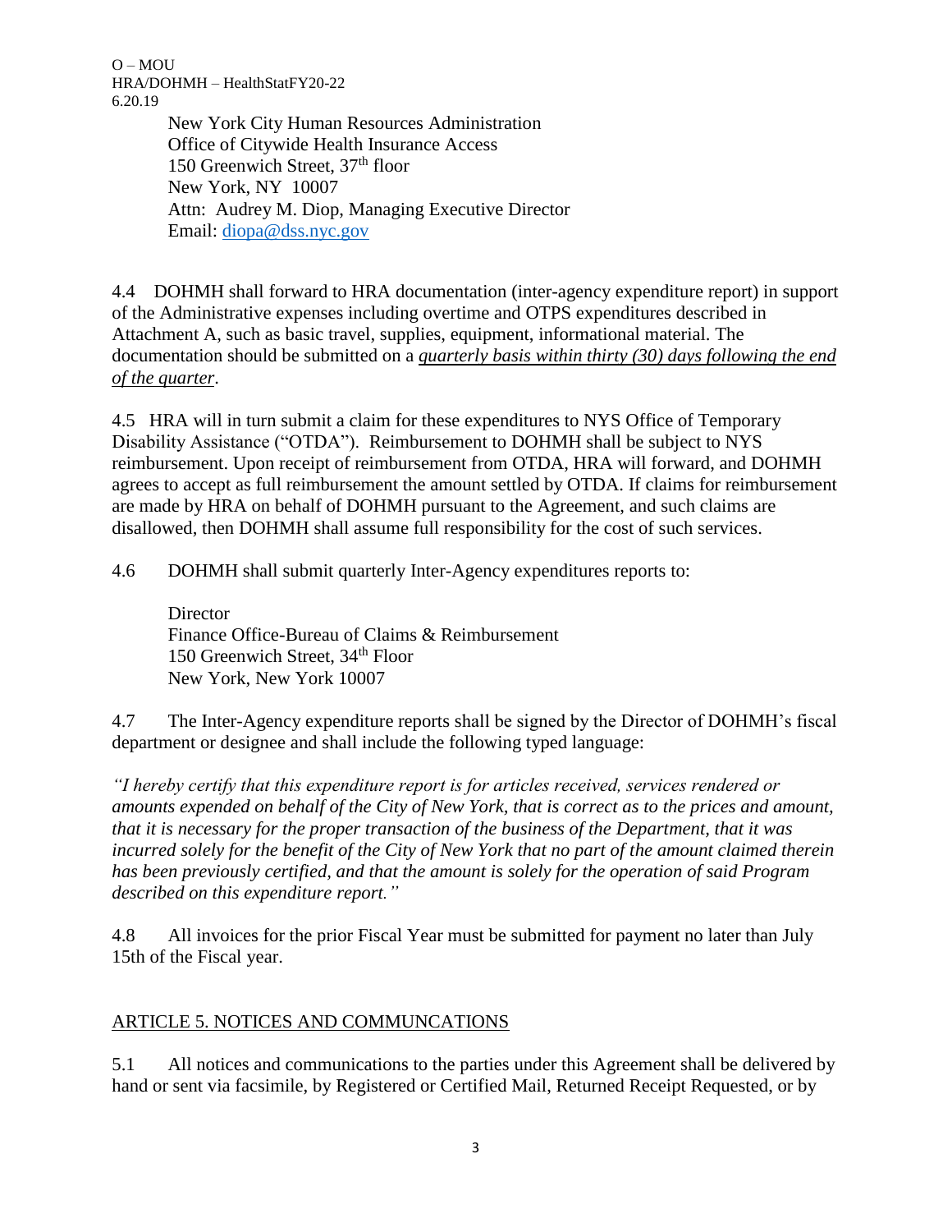New York City Human Resources Administration
Office of Citywide Health Insurance Access
150 Greenwich Street, 37th floor
New York, NY 10007
Attn: Audrey M. Diop, Managing Executive Director
Email: [diopa@dss.nyc.gov](mailto:diopa@dss.nyc.gov)

4.4 DOHMH shall forward to HRA documentation (inter-agency expenditure report) in support of the Administrative expenses including overtime and OTPS expenditures described in Attachment A, such as basic travel, supplies, equipment, informational material. The documentation should be submitted on a ***quarterly basis within thirty (30) days following the end of the quarter***.

4.5 HRA will in turn submit a claim for these expenditures to NYS Office of Temporary Disability Assistance ("OTDA"). Reimbursement to DOHMH shall be subject to NYS reimbursement. Upon receipt of reimbursement from OTDA, HRA will forward, and DOHMH agrees to accept as full reimbursement the amount settled by OTDA. If claims for reimbursement are made by HRA on behalf of DOHMH pursuant to the Agreement, and such claims are disallowed, then DOHMH shall assume full responsibility for the cost of such services.

4.6 DOHMH shall submit quarterly Inter-Agency expenditures reports to:

Director
Finance Office-Bureau of Claims & Reimbursement
150 Greenwich Street, 34th Floor
New York, New York 10007

4.7 The Inter-Agency expenditure reports shall be signed by the Director of DOHMH's fiscal department or designee and shall include the following typed language:

*"I hereby certify that this expenditure report is for articles received, services rendered or amounts expended on behalf of the City of New York, that is correct as to the prices and amount, that it is necessary for the proper transaction of the business of the Department, that it was incurred solely for the benefit of the City of New York that no part of the amount claimed therein has been previously certified, and that the amount is solely for the operation of said Program described on this expenditure report."*

4.8 All invoices for the prior Fiscal Year must be submitted for payment no later than July 15th of the Fiscal year.

## ARTICLE 5. NOTICES AND COMMUNCATIONS

5.1 All notices and communications to the parties under this Agreement shall be delivered by hand or sent via facsimile, by Registered or Certified Mail, Returned Receipt Requested, or by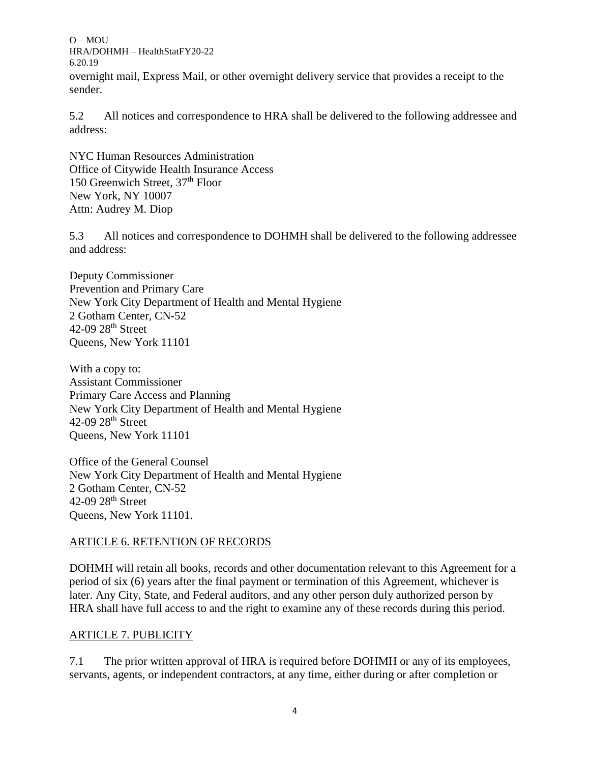overnight mail, Express Mail, or other overnight delivery service that provides a receipt to the sender.

5.2 All notices and correspondence to HRA shall be delivered to the following addressee and address:

NYC Human Resources Administration
Office of Citywide Health Insurance Access
150 Greenwich Street, 37th Floor
New York, NY 10007
Attn: Audrey M. Diop

5.3 All notices and correspondence to DOHMH shall be delivered to the following addressee and address:

Deputy Commissioner
Prevention and Primary Care
New York City Department of Health and Mental Hygiene
2 Gotham Center, CN-52
42-09 28th Street
Queens, New York 11101

With a copy to:
Assistant Commissioner
Primary Care Access and Planning
New York City Department of Health and Mental Hygiene
42-09 28th Street
Queens, New York 11101

Office of the General Counsel
New York City Department of Health and Mental Hygiene
2 Gotham Center, CN-52
42-09 28th Street
Queens, New York 11101.

## ARTICLE 6. RETENTION OF RECORDS

DOHMH will retain all books, records and other documentation relevant to this Agreement for a period of six (6) years after the final payment or termination of this Agreement, whichever is later. Any City, State, and Federal auditors, and any other person duly authorized person by HRA shall have full access to and the right to examine any of these records during this period.

## ARTICLE 7. PUBLICITY

7.1 The prior written approval of HRA is required before DOHMH or any of its employees, servants, agents, or independent contractors, at any time, either during or after completion or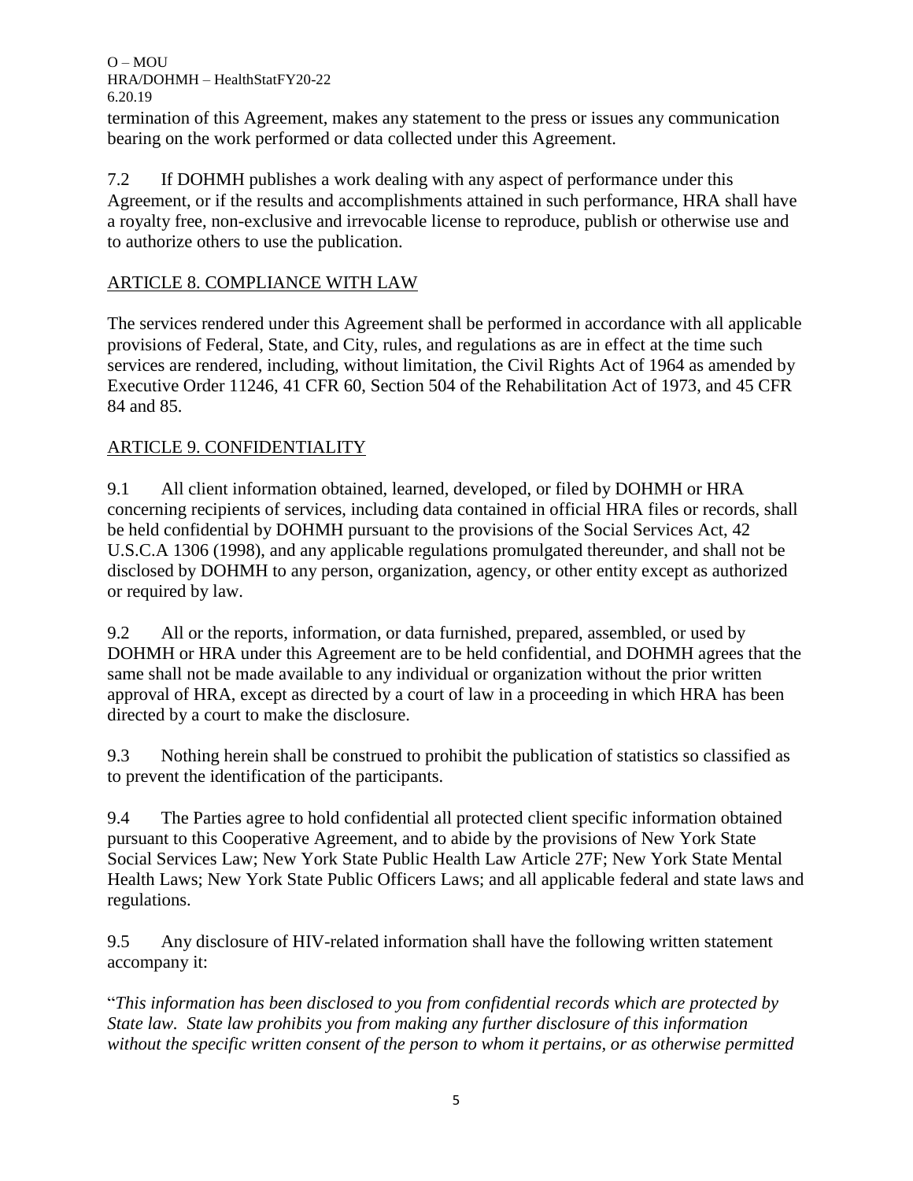termination of this Agreement, makes any statement to the press or issues any communication bearing on the work performed or data collected under this Agreement.

7.2 If DOHMH publishes a work dealing with any aspect of performance under this Agreement, or if the results and accomplishments attained in such performance, HRA shall have a royalty free, non-exclusive and irrevocable license to reproduce, publish or otherwise use and to authorize others to use the publication.

## ARTICLE 8. COMPLIANCE WITH LAW

The services rendered under this Agreement shall be performed in accordance with all applicable provisions of Federal, State, and City, rules, and regulations as are in effect at the time such services are rendered, including, without limitation, the Civil Rights Act of 1964 as amended by Executive Order 11246, 41 CFR 60, Section 504 of the Rehabilitation Act of 1973, and 45 CFR 84 and 85.

## ARTICLE 9. CONFIDENTIALITY

9.1 All client information obtained, learned, developed, or filed by DOHMH or HRA concerning recipients of services, including data contained in official HRA files or records, shall be held confidential by DOHMH pursuant to the provisions of the Social Services Act, 42 U.S.C.A 1306 (1998), and any applicable regulations promulgated thereunder, and shall not be disclosed by DOHMH to any person, organization, agency, or other entity except as authorized or required by law.

9.2 All or the reports, information, or data furnished, prepared, assembled, or used by DOHMH or HRA under this Agreement are to be held confidential, and DOHMH agrees that the same shall not be made available to any individual or organization without the prior written approval of HRA, except as directed by a court of law in a proceeding in which HRA has been directed by a court to make the disclosure.

9.3 Nothing herein shall be construed to prohibit the publication of statistics so classified as to prevent the identification of the participants.

9.4 The Parties agree to hold confidential all protected client specific information obtained pursuant to this Cooperative Agreement, and to abide by the provisions of New York State Social Services Law; New York State Public Health Law Article 27F; New York State Mental Health Laws; New York State Public Officers Laws; and all applicable federal and state laws and regulations.

9.5 Any disclosure of HIV-related information shall have the following written statement accompany it:

"*This information has been disclosed to you from confidential records which are protected by State law. State law prohibits you from making any further disclosure of this information without the specific written consent of the person to whom it pertains, or as otherwise permitted*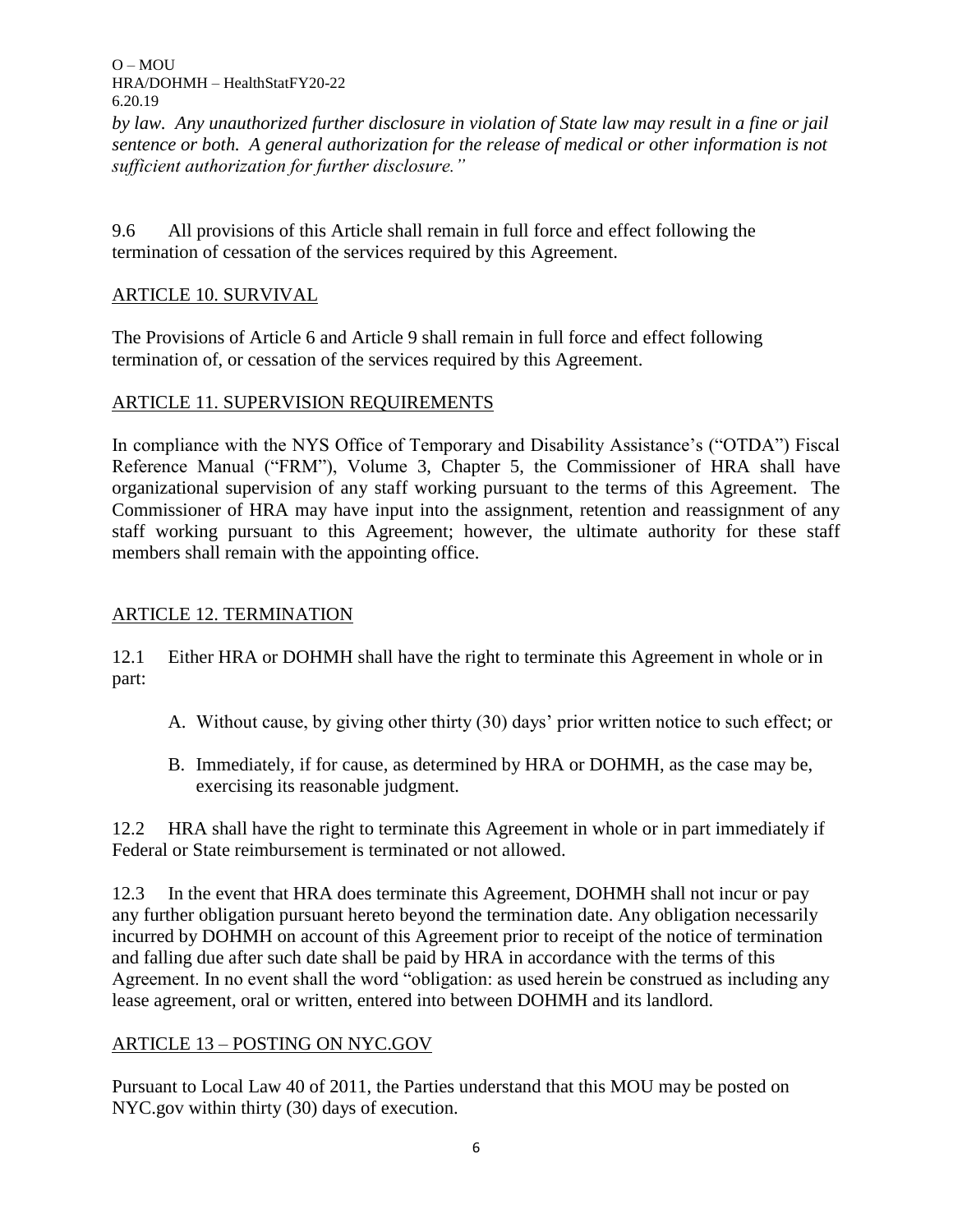*by law. Any unauthorized further disclosure in violation of State law may result in a fine or jail sentence or both. A general authorization for the release of medical or other information is not sufficient authorization for further disclosure."*

9.6 All provisions of this Article shall remain in full force and effect following the termination of cessation of the services required by this Agreement.

## ARTICLE 10. SURVIVAL

The Provisions of Article 6 and Article 9 shall remain in full force and effect following termination of, or cessation of the services required by this Agreement.

## ARTICLE 11. SUPERVISION REQUIREMENTS

In compliance with the NYS Office of Temporary and Disability Assistance's ("OTDA") Fiscal Reference Manual ("FRM"), Volume 3, Chapter 5, the Commissioner of HRA shall have organizational supervision of any staff working pursuant to the terms of this Agreement. The Commissioner of HRA may have input into the assignment, retention and reassignment of any staff working pursuant to this Agreement; however, the ultimate authority for these staff members shall remain with the appointing office.

## ARTICLE 12. TERMINATION

12.1 Either HRA or DOHMH shall have the right to terminate this Agreement in whole or in part:

A. Without cause, by giving other thirty (30) days' prior written notice to such effect; or

B. Immediately, if for cause, as determined by HRA or DOHMH, as the case may be, exercising its reasonable judgment.

12.2 HRA shall have the right to terminate this Agreement in whole or in part immediately if Federal or State reimbursement is terminated or not allowed.

12.3 In the event that HRA does terminate this Agreement, DOHMH shall not incur or pay any further obligation pursuant hereto beyond the termination date. Any obligation necessarily incurred by DOHMH on account of this Agreement prior to receipt of the notice of termination and falling due after such date shall be paid by HRA in accordance with the terms of this Agreement. In no event shall the word "obligation: as used herein be construed as including any lease agreement, oral or written, entered into between DOHMH and its landlord.

## ARTICLE 13 – POSTING ON NYC.GOV

Pursuant to Local Law 40 of 2011, the Parties understand that this MOU may be posted on NYC.gov within thirty (30) days of execution.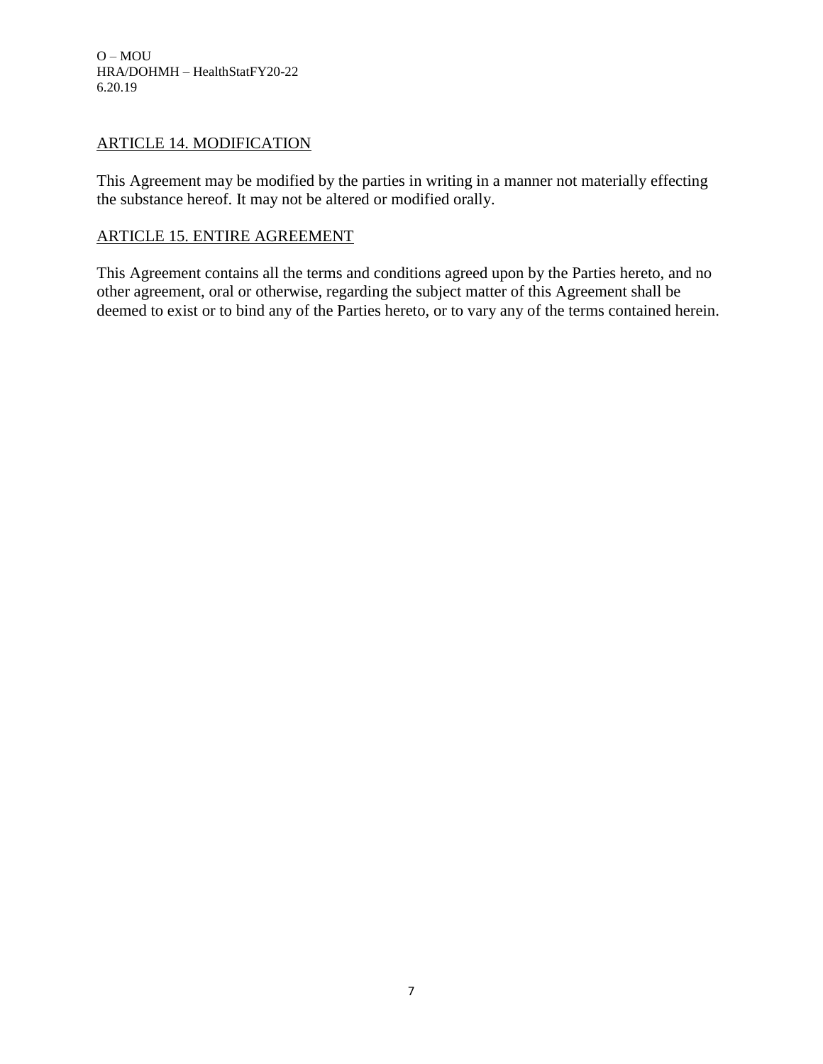## ARTICLE 14. MODIFICATION

This Agreement may be modified by the parties in writing in a manner not materially effecting the substance hereof. It may not be altered or modified orally.

## ARTICLE 15. ENTIRE AGREEMENT

This Agreement contains all the terms and conditions agreed upon by the Parties hereto, and no other agreement, oral or otherwise, regarding the subject matter of this Agreement shall be deemed to exist or to bind any of the Parties hereto, or to vary any of the terms contained herein.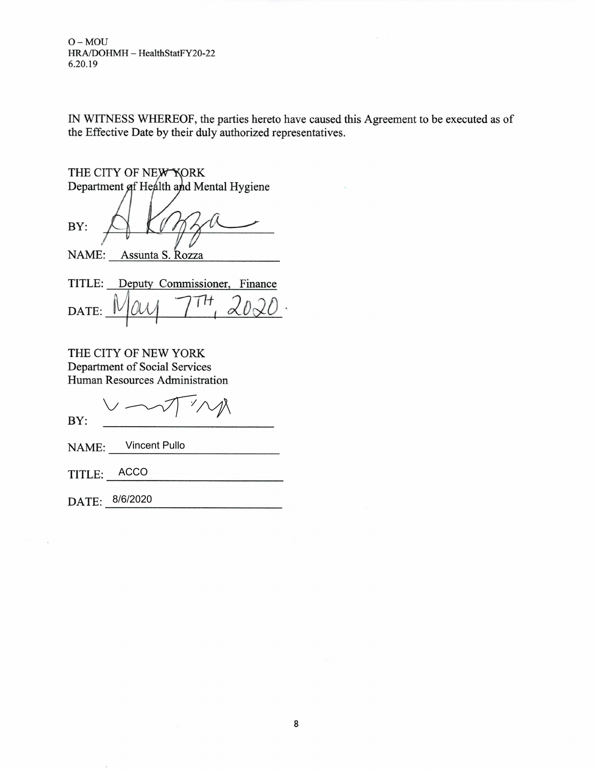O – MOU
HRA/DOHMH – HealthStatFY20-22
6.20.19

IN WITNESS WHEREOF, the parties hereto have caused this Agreement to be executed as of the Effective Date by their duly authorized representatives.

THE CITY OF NEW YORK
Department of Health and Mental Hygiene

BY: A Rozza

NAME: Assunta S. Rozza

TITLE: Deputy Commissioner, Finance

DATE: May 7TH, 2020.

THE CITY OF NEW YORK
Department of Social Services
Human Resources Administration

BY: ______________________

NAME: Vincent Pullo

TITLE: ACCO

DATE: 8/6/2020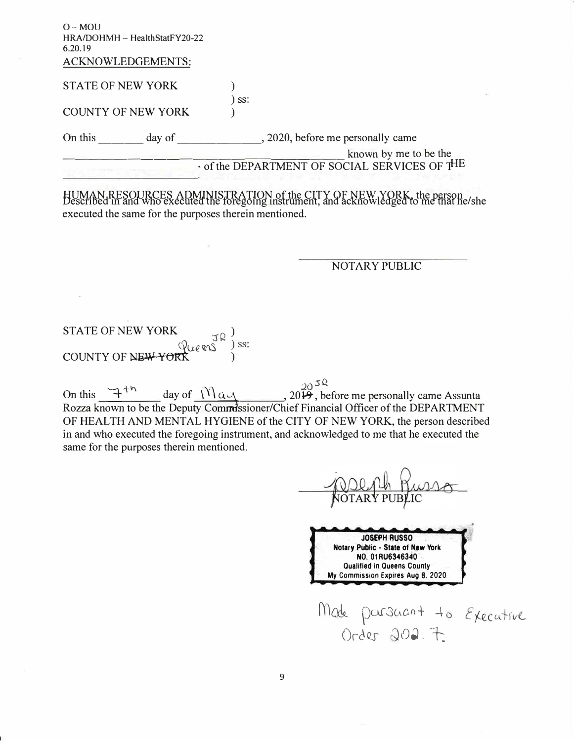O – MOU
HRA/DOHMH – HealthStatFY20-22
6.20.19

ACKNOWLEDGEMENTS:

STATE OF NEW YORK )
) ss:
COUNTY OF NEW YORK )

On this _______ day of _____________, 2020, before me personally came _____________________________ known by me to be the _____________________ of the DEPARTMENT OF SOCIAL SERVICES OF THE HUMAN RESOURCES ADMINISTRATION of the CITY OF NEW YORK, the person Described in and who executed the foregoing instrument, and acknowledged to me that he/she executed the same for the purposes therein mentioned.

_________________________
NOTARY PUBLIC

STATE OF NEW YORK JR )
) ss:
COUNTY OF ~~NEW YORK~~ Queens )

On this 7th day of May, 20~~19~~ 20 JR, before me personally came Assunta Rozza known to be the Deputy Commissioner/Chief Financial Officer of the DEPARTMENT OF HEALTH AND MENTAL HYGIENE of the CITY OF NEW YORK, the person described in and who executed the foregoing instrument, and acknowledged to me that he executed the same for the purposes therein mentioned.

Joseph Russo
NOTARY PUBLIC

**JOSEPH RUSSO**
**Notary Public - State of New York**
**NO. 01RU6346340**
**Qualified in Queens County**
**My Commission Expires Aug 8, 2020**

Made pursuant to Executive Order 202.7.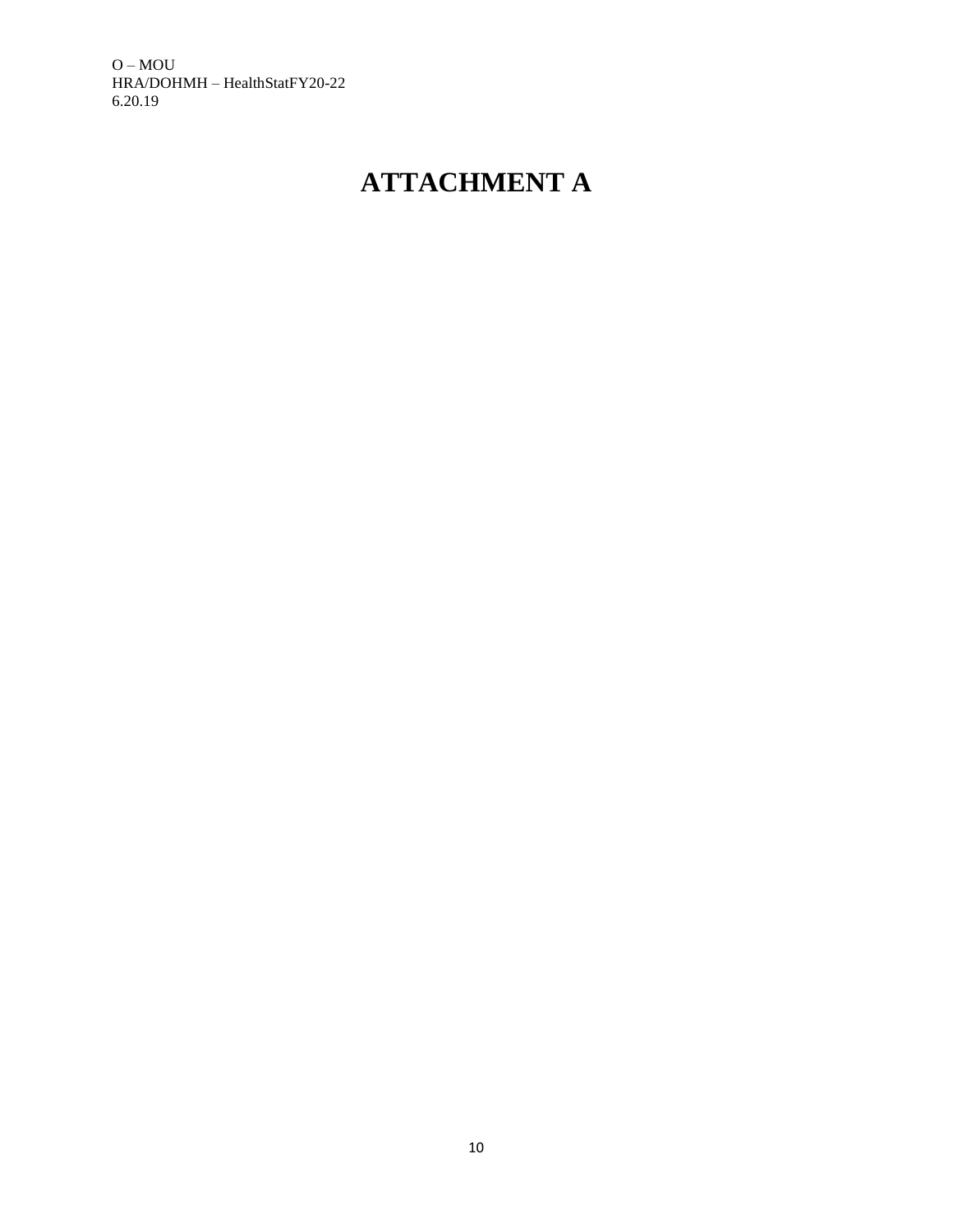# ATTACHMENT A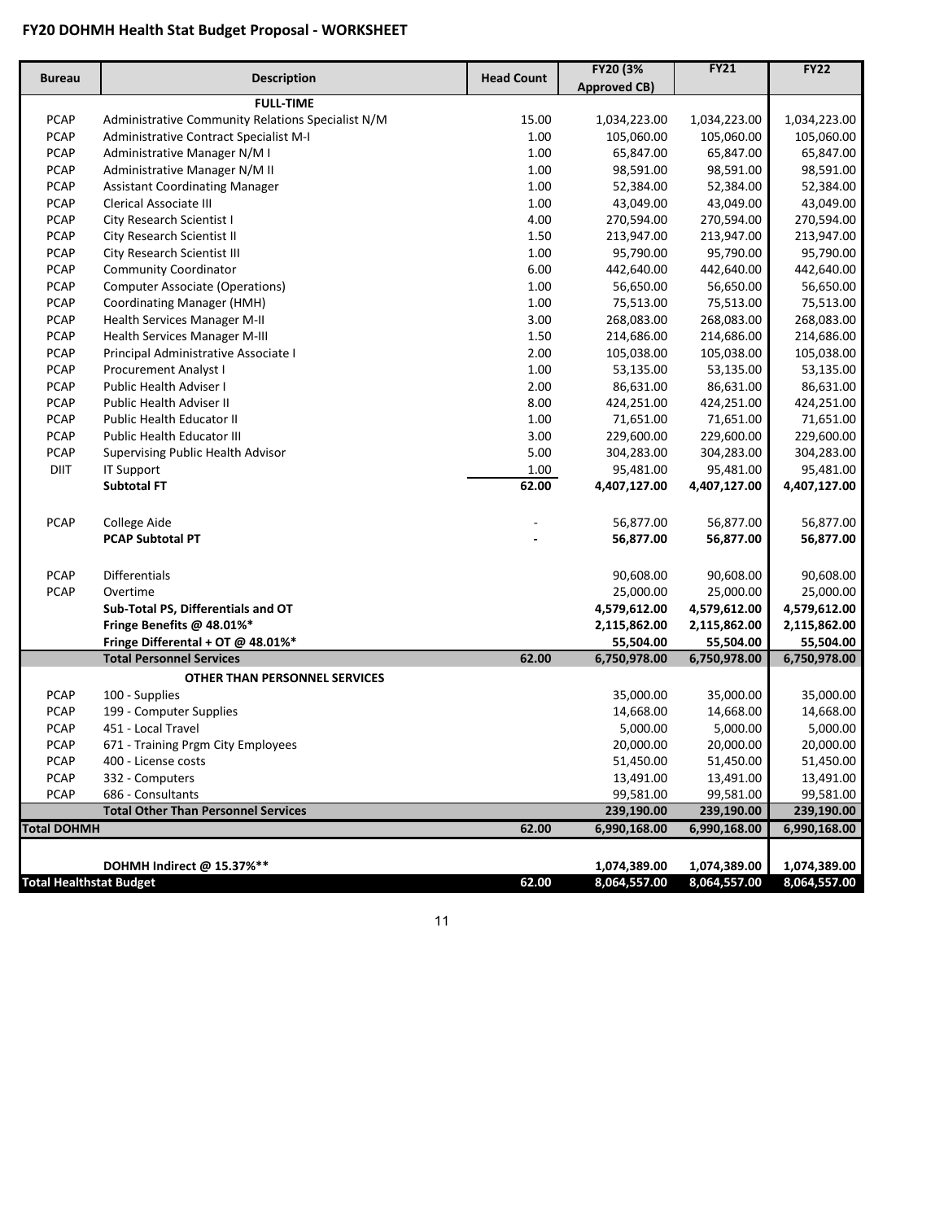**FY20 DOHMH Health Stat Budget Proposal - WORKSHEET**

| Bureau | Description | Head Count | FY20 (3% Approved CB) | FY21 | FY22 |
|---|---|---|---|---|---|
| | **FULL-TIME** | | | | |
| PCAP | Administrative Community Relations Specialist N/M | 15.00 | 1,034,223.00 | 1,034,223.00 | 1,034,223.00 |
| PCAP | Administrative Contract Specialist M-I | 1.00 | 105,060.00 | 105,060.00 | 105,060.00 |
| PCAP | Administrative Manager N/M I | 1.00 | 65,847.00 | 65,847.00 | 65,847.00 |
| PCAP | Administrative Manager N/M II | 1.00 | 98,591.00 | 98,591.00 | 98,591.00 |
| PCAP | Assistant Coordinating Manager | 1.00 | 52,384.00 | 52,384.00 | 52,384.00 |
| PCAP | Clerical Associate III | 1.00 | 43,049.00 | 43,049.00 | 43,049.00 |
| PCAP | City Research Scientist I | 4.00 | 270,594.00 | 270,594.00 | 270,594.00 |
| PCAP | City Research Scientist II | 1.50 | 213,947.00 | 213,947.00 | 213,947.00 |
| PCAP | City Research Scientist III | 1.00 | 95,790.00 | 95,790.00 | 95,790.00 |
| PCAP | Community Coordinator | 6.00 | 442,640.00 | 442,640.00 | 442,640.00 |
| PCAP | Computer Associate (Operations) | 1.00 | 56,650.00 | 56,650.00 | 56,650.00 |
| PCAP | Coordinating Manager (HMH) | 1.00 | 75,513.00 | 75,513.00 | 75,513.00 |
| PCAP | Health Services Manager M-II | 3.00 | 268,083.00 | 268,083.00 | 268,083.00 |
| PCAP | Health Services Manager M-III | 1.50 | 214,686.00 | 214,686.00 | 214,686.00 |
| PCAP | Principal Administrative Associate I | 2.00 | 105,038.00 | 105,038.00 | 105,038.00 |
| PCAP | Procurement Analyst I | 1.00 | 53,135.00 | 53,135.00 | 53,135.00 |
| PCAP | Public Health Adviser I | 2.00 | 86,631.00 | 86,631.00 | 86,631.00 |
| PCAP | Public Health Adviser II | 8.00 | 424,251.00 | 424,251.00 | 424,251.00 |
| PCAP | Public Health Educator II | 1.00 | 71,651.00 | 71,651.00 | 71,651.00 |
| PCAP | Public Health Educator III | 3.00 | 229,600.00 | 229,600.00 | 229,600.00 |
| PCAP | Supervising Public Health Advisor | 5.00 | 304,283.00 | 304,283.00 | 304,283.00 |
| DIIT | IT Support | 1.00 | 95,481.00 | 95,481.00 | 95,481.00 |
| | **Subtotal FT** | **62.00** | **4,407,127.00** | **4,407,127.00** | **4,407,127.00** |
| PCAP | College Aide | - | 56,877.00 | 56,877.00 | 56,877.00 |
| | **PCAP Subtotal PT** | **-** | **56,877.00** | **56,877.00** | **56,877.00** |
| PCAP | Differentials | | 90,608.00 | 90,608.00 | 90,608.00 |
| PCAP | Overtime | | 25,000.00 | 25,000.00 | 25,000.00 |
| | **Sub-Total PS, Differentials and OT** | | **4,579,612.00** | **4,579,612.00** | **4,579,612.00** |
| | **Fringe Benefits @ 48.01%*** | | **2,115,862.00** | **2,115,862.00** | **2,115,862.00** |
| | **Fringe Differental + OT @ 48.01%*** | | **55,504.00** | **55,504.00** | **55,504.00** |
| | **Total Personnel Services** | **62.00** | **6,750,978.00** | **6,750,978.00** | **6,750,978.00** |
| | **OTHER THAN PERSONNEL SERVICES** | | | | |
| PCAP | 100 - Supplies | | 35,000.00 | 35,000.00 | 35,000.00 |
| PCAP | 199 - Computer Supplies | | 14,668.00 | 14,668.00 | 14,668.00 |
| PCAP | 451 - Local Travel | | 5,000.00 | 5,000.00 | 5,000.00 |
| PCAP | 671 - Training Prgm City Employees | | 20,000.00 | 20,000.00 | 20,000.00 |
| PCAP | 400 - License costs | | 51,450.00 | 51,450.00 | 51,450.00 |
| PCAP | 332 - Computers | | 13,491.00 | 13,491.00 | 13,491.00 |
| PCAP | 686 - Consultants | | 99,581.00 | 99,581.00 | 99,581.00 |
| | **Total Other Than Personnel Services** | | **239,190.00** | **239,190.00** | **239,190.00** |
| **Total DOHMH** | | **62.00** | **6,990,168.00** | **6,990,168.00** | **6,990,168.00** |
| | **DOHMH Indirect @ 15.37%**** | | **1,074,389.00** | **1,074,389.00** | **1,074,389.00** |
| **Total Healthstat Budget** | | **62.00** | **8,064,557.00** | **8,064,557.00** | **8,064,557.00** |